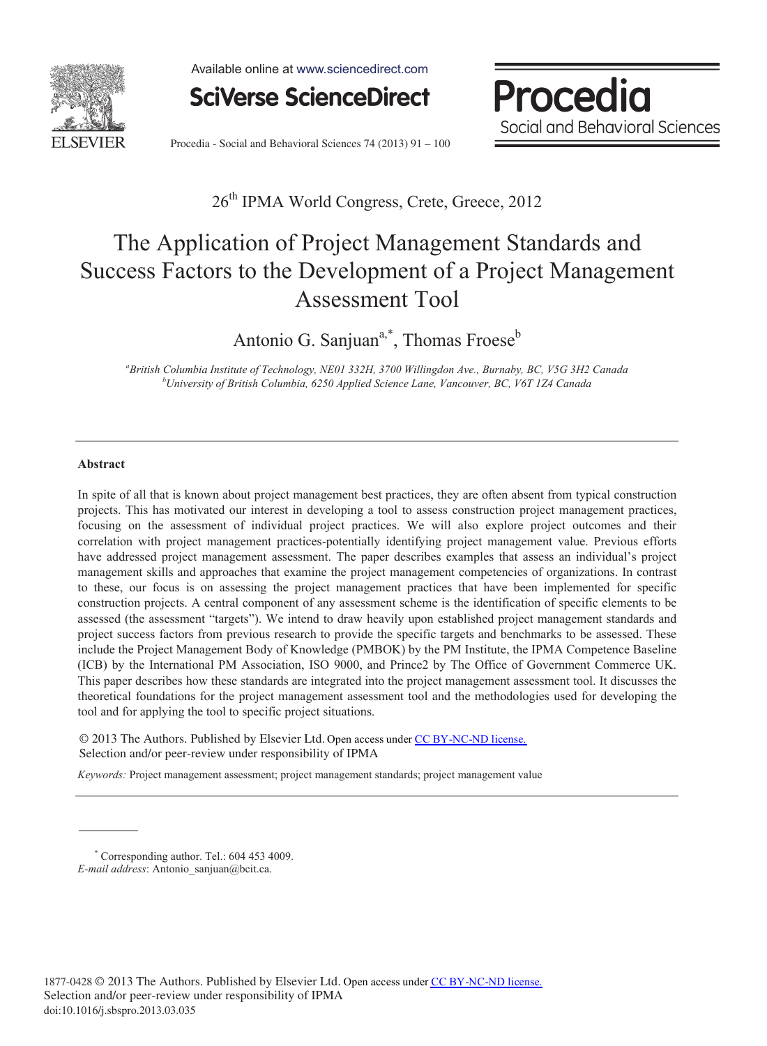26th IPMA World Congress, Crete, Greece, 2012

# The Application of Project Management Standards and Success Factors to the Development of a Project Management Assessment Tool

Antonio G. Sanjuan[a,*], Thomas Froese[b]

[a]*British Columbia Institute of Technology, NE01 332H, 3700 Willingdon Ave., Burnaby, BC, V5G 3H2 Canada*
[b]*University of British Columbia, 6250 Applied Science Lane, Vancouver, BC, V6T 1Z4 Canada*

---

### Abstract

In spite of all that is known about project management best practices, they are often absent from typical construction projects. This has motivated our interest in developing a tool to assess construction project management practices, focusing on the assessment of individual project practices. We will also explore project outcomes and their correlation with project management practices-potentially identifying project management value. Previous efforts have addressed project management assessment. The paper describes examples that assess an individual's project management skills and approaches that examine the project management competencies of organizations. In contrast to these, our focus is on assessing the project management practices that have been implemented for specific construction projects. A central component of any assessment scheme is the identification of specific elements to be assessed (the assessment "targets"). We intend to draw heavily upon established project management standards and project success factors from previous research to provide the specific targets and benchmarks to be assessed. These include the Project Management Body of Knowledge (PMBOK) by the PM Institute, the IPMA Competence Baseline (ICB) by the International PM Association, ISO 9000, and Prince2 by The Office of Government Commerce UK. This paper describes how these standards are integrated into the project management assessment tool. It discusses the theoretical foundations for the project management assessment tool and the methodologies used for developing the tool and for applying the tool to specific project situations.

© 2013 The Authors. Published by Elsevier Ltd. Open access under CC BY-NC-ND license.
Selection and/or peer-review under responsibility of IPMA

*Keywords:* Project management assessment; project management standards; project management value

---

[*] Corresponding author. Tel.: 604 453 4009.
*E-mail address*: Antonio_sanjuan@bcit.ca.

1877-0428 © 2013 The Authors. Published by Elsevier Ltd. Open access under CC BY-NC-ND license.
Selection and/or peer-review under responsibility of IPMA
doi:10.1016/j.sbspro.2013.03.035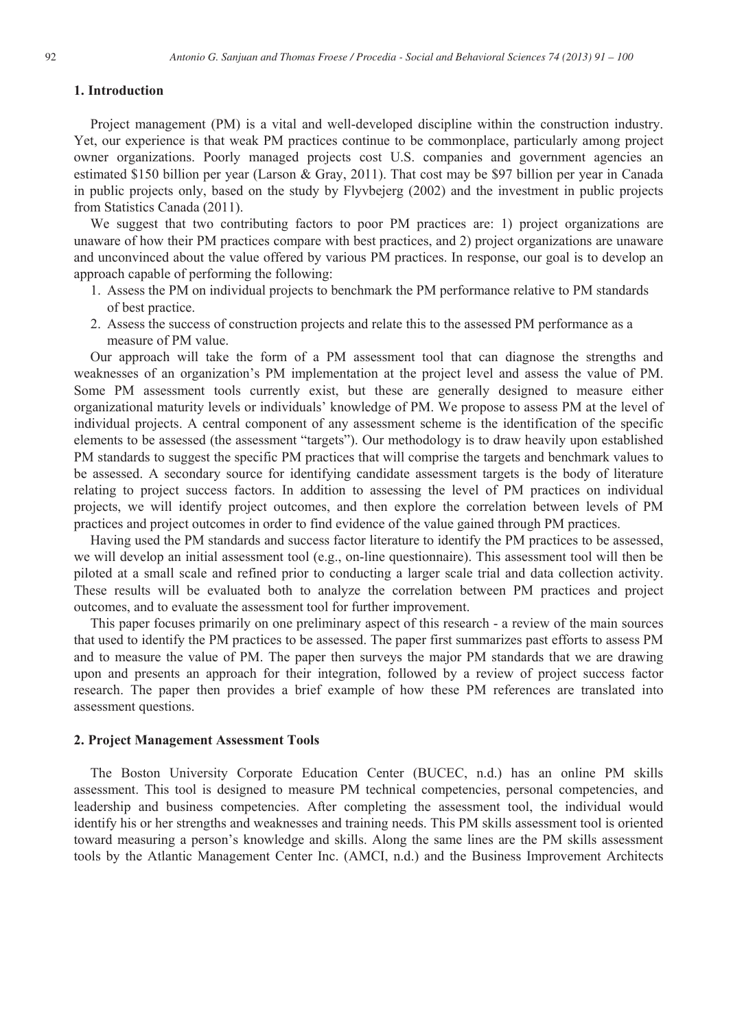## 1. Introduction

Project management (PM) is a vital and well-developed discipline within the construction industry. Yet, our experience is that weak PM practices continue to be commonplace, particularly among project owner organizations. Poorly managed projects cost U.S. companies and government agencies an estimated $150 billion per year (Larson & Gray, 2011). That cost may be $97 billion per year in Canada in public projects only, based on the study by Flyvbejerg (2002) and the investment in public projects from Statistics Canada (2011).

We suggest that two contributing factors to poor PM practices are: 1) project organizations are unaware of how their PM practices compare with best practices, and 2) project organizations are unaware and unconvinced about the value offered by various PM practices. In response, our goal is to develop an approach capable of performing the following:

1. Assess the PM on individual projects to benchmark the PM performance relative to PM standards of best practice.
2. Assess the success of construction projects and relate this to the assessed PM performance as a measure of PM value.

Our approach will take the form of a PM assessment tool that can diagnose the strengths and weaknesses of an organization's PM implementation at the project level and assess the value of PM. Some PM assessment tools currently exist, but these are generally designed to measure either organizational maturity levels or individuals' knowledge of PM. We propose to assess PM at the level of individual projects. A central component of any assessment scheme is the identification of the specific elements to be assessed (the assessment "targets"). Our methodology is to draw heavily upon established PM standards to suggest the specific PM practices that will comprise the targets and benchmark values to be assessed. A secondary source for identifying candidate assessment targets is the body of literature relating to project success factors. In addition to assessing the level of PM practices on individual projects, we will identify project outcomes, and then explore the correlation between levels of PM practices and project outcomes in order to find evidence of the value gained through PM practices.

Having used the PM standards and success factor literature to identify the PM practices to be assessed, we will develop an initial assessment tool (e.g., on-line questionnaire). This assessment tool will then be piloted at a small scale and refined prior to conducting a larger scale trial and data collection activity. These results will be evaluated both to analyze the correlation between PM practices and project outcomes, and to evaluate the assessment tool for further improvement.

This paper focuses primarily on one preliminary aspect of this research - a review of the main sources that used to identify the PM practices to be assessed. The paper first summarizes past efforts to assess PM and to measure the value of PM. The paper then surveys the major PM standards that we are drawing upon and presents an approach for their integration, followed by a review of project success factor research. The paper then provides a brief example of how these PM references are translated into assessment questions.

## 2. Project Management Assessment Tools

The Boston University Corporate Education Center (BUCEC, n.d.) has an online PM skills assessment. This tool is designed to measure PM technical competencies, personal competencies, and leadership and business competencies. After completing the assessment tool, the individual would identify his or her strengths and weaknesses and training needs. This PM skills assessment tool is oriented toward measuring a person's knowledge and skills. Along the same lines are the PM skills assessment tools by the Atlantic Management Center Inc. (AMCI, n.d.) and the Business Improvement Architects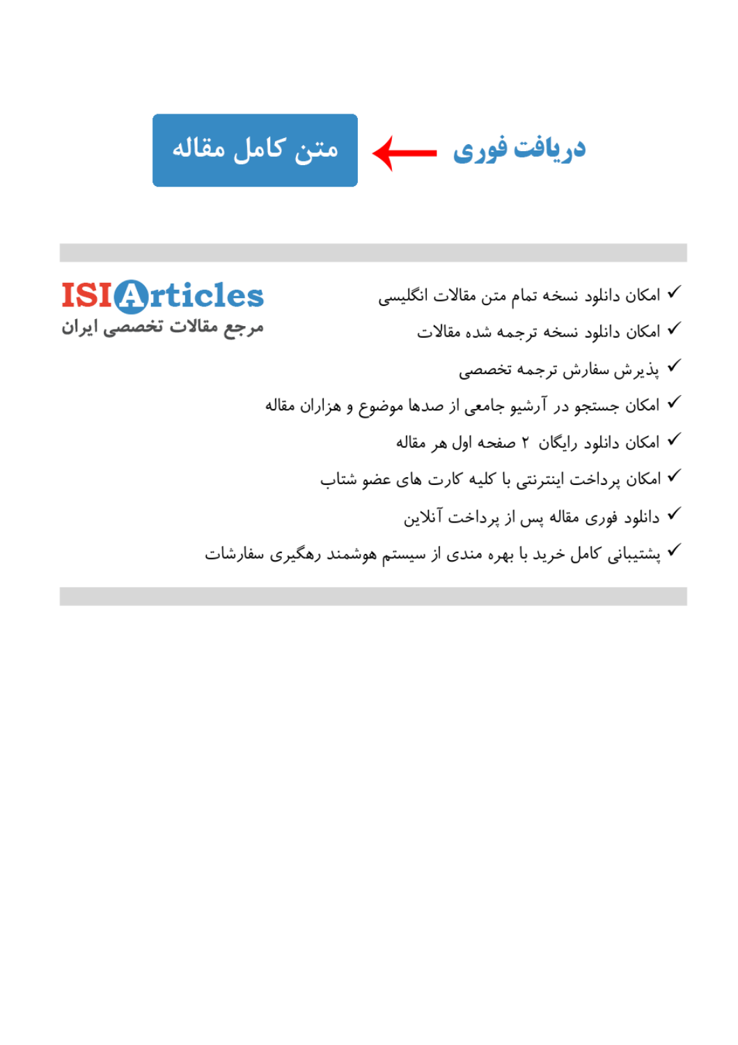دریافت فوری ← متن کامل مقاله

**ISIArticles**
مرجع مقالات تخصصی ایران

- ✓ امکان دانلود نسخه تمام متن مقالات انگلیسی
- ✓ امکان دانلود نسخه ترجمه شده مقالات
- ✓ پذیرش سفارش ترجمه تخصصی
- ✓ امکان جستجو در آرشیو جامعی از صدها موضوع و هزاران مقاله
- ✓ امکان دانلود رایگان ۲ صفحه اول هر مقاله
- ✓ امکان پرداخت اینترنتی با کلیه کارت های عضو شتاب
- ✓ دانلود فوری مقاله پس از پرداخت آنلاین
- ✓ پشتیبانی کامل خرید با بهره مندی از سیستم هوشمند رهگیری سفارشات